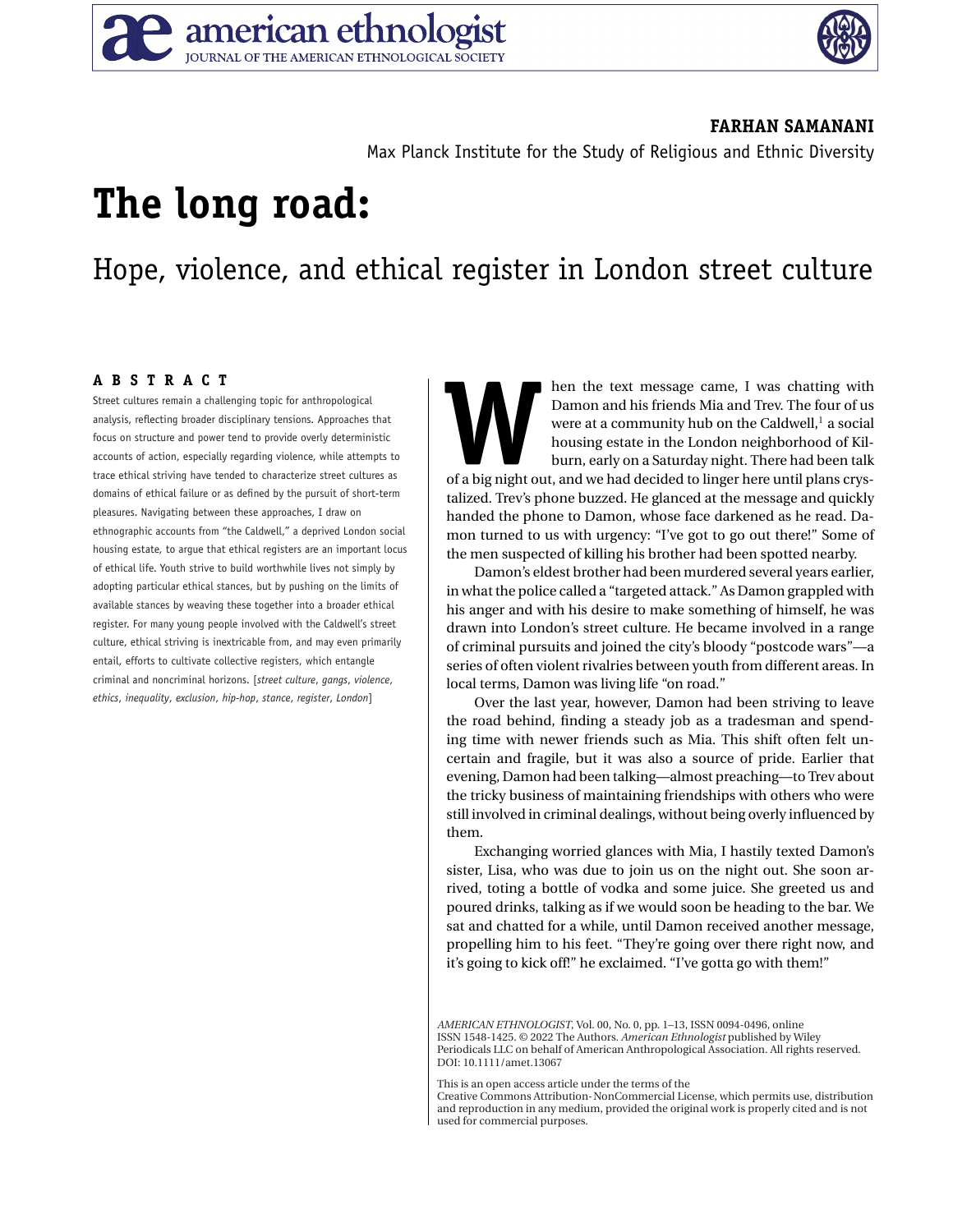FARHAN SAMANANI

Max Planck Institute for the Study of Religious and Ethnic Diversity

# The long road:

## Hope, violence, and ethical register in London street culture

### ABSTRACT

Street cultures remain a challenging topic for anthropological analysis, reflecting broader disciplinary tensions. Approaches that focus on structure and power tend to provide overly deterministic accounts of action, especially regarding violence, while attempts to trace ethical striving have tended to characterize street cultures as domains of ethical failure or as defined by the pursuit of short-term pleasures. Navigating between these approaches, I draw on ethnographic accounts from "the Caldwell," a deprived London social housing estate, to argue that ethical registers are an important locus of ethical life. Youth strive to build worthwhile lives not simply by adopting particular ethical stances, but by pushing on the limits of available stances by weaving these together into a broader ethical register. For many young people involved with the Caldwell's street culture, ethical striving is inextricable from, and may even primarily entail, efforts to cultivate collective registers, which entangle criminal and noncriminal horizons. [*street culture*, *gangs*, *violence*, *ethics*, *inequality*, *exclusion*, *hip-hop*, *stance*, *register*, *London*]

When the text message came, I was chatting with Damon and his friends Mia and Trev. The four of us were at a community hub on the Caldwell,[1] a social housing estate in the London neighborhood of Kilburn, early on a Saturday night. There had been talk of a big night out, and we had decided to linger here until plans crystalized. Trev's phone buzzed. He glanced at the message and quickly handed the phone to Damon, whose face darkened as he read. Damon turned to us with urgency: "I've got to go out there!" Some of the men suspected of killing his brother had been spotted nearby.

Damon's eldest brother had been murdered several years earlier, in what the police called a "targeted attack." As Damon grappled with his anger and with his desire to make something of himself, he was drawn into London's street culture. He became involved in a range of criminal pursuits and joined the city's bloody "postcode wars"—a series of often violent rivalries between youth from different areas. In local terms, Damon was living life "on road."

Over the last year, however, Damon had been striving to leave the road behind, finding a steady job as a tradesman and spending time with newer friends such as Mia. This shift often felt uncertain and fragile, but it was also a source of pride. Earlier that evening, Damon had been talking—almost preaching—to Trev about the tricky business of maintaining friendships with others who were still involved in criminal dealings, without being overly influenced by them.

Exchanging worried glances with Mia, I hastily texted Damon's sister, Lisa, who was due to join us on the night out. She soon arrived, toting a bottle of vodka and some juice. She greeted us and poured drinks, talking as if we would soon be heading to the bar. We sat and chatted for a while, until Damon received another message, propelling him to his feet. "They're going over there right now, and it's going to kick off!" he exclaimed. "I've gotta go with them!"

*AMERICAN ETHNOLOGIST*, Vol. 00, No. 0, pp. 1–13, ISSN 0094-0496, online ISSN 1548-1425. © 2022 The Authors. *American Ethnologist* published by Wiley Periodicals LLC on behalf of American Anthropological Association. All rights reserved. DOI: 10.1111/amet.13067

This is an open access article under the terms of the Creative Commons Attribution-NonCommercial License, which permits use, distribution and reproduction in any medium, provided the original work is properly cited and is not used for commercial purposes.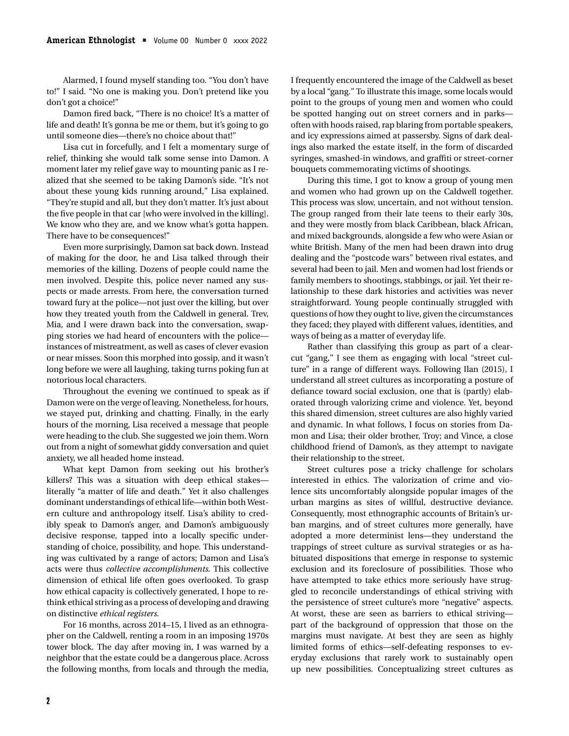Alarmed, I found myself standing too. "You don't have to!" I said. "No one is making you. Don't pretend like you don't got a choice!"

Damon fired back, "There is no choice! It's a matter of life and death! It's gonna be me or them, but it's going to go until someone dies—there's no choice about that!"

Lisa cut in forcefully, and I felt a momentary surge of relief, thinking she would talk some sense into Damon. A moment later my relief gave way to mounting panic as I realized that she seemed to be taking Damon's side. "It's not about these young kids running around," Lisa explained. "They're stupid and all, but they don't matter. It's just about the five people in that car [who were involved in the killing]. We know who they are, and we know what's gotta happen. There have to be consequences!"

Even more surprisingly, Damon sat back down. Instead of making for the door, he and Lisa talked through their memories of the killing. Dozens of people could name the men involved. Despite this, police never named any suspects or made arrests. From here, the conversation turned toward fury at the police—not just over the killing, but over how they treated youth from the Caldwell in general. Trev, Mia, and I were drawn back into the conversation, swapping stories we had heard of encounters with the police—instances of mistreatment, as well as cases of clever evasion or near misses. Soon this morphed into gossip, and it wasn't long before we were all laughing, taking turns poking fun at notorious local characters.

Throughout the evening we continued to speak as if Damon were on the verge of leaving. Nonetheless, for hours, we stayed put, drinking and chatting. Finally, in the early hours of the morning, Lisa received a message that people were heading to the club. She suggested we join them. Worn out from a night of somewhat giddy conversation and quiet anxiety, we all headed home instead.

What kept Damon from seeking out his brother's killers? This was a situation with deep ethical stakes—literally "a matter of life and death." Yet it also challenges dominant understandings of ethical life—within both Western culture and anthropology itself. Lisa's ability to credibly speak to Damon's anger, and Damon's ambiguously decisive response, tapped into a locally specific understanding of choice, possibility, and hope. This understanding was cultivated by a range of actors; Damon and Lisa's acts were thus *collective accomplishments*. This collective dimension of ethical life often goes overlooked. To grasp how ethical capacity is collectively generated, I hope to rethink ethical striving as a process of developing and drawing on distinctive *ethical registers*.

For 16 months, across 2014–15, I lived as an ethnographer on the Caldwell, renting a room in an imposing 1970s tower block. The day after moving in, I was warned by a neighbor that the estate could be a dangerous place. Across the following months, from locals and through the media, I frequently encountered the image of the Caldwell as beset by a local "gang." To illustrate this image, some locals would point to the groups of young men and women who could be spotted hanging out on street corners and in parks—often with hoods raised, rap blaring from portable speakers, and icy expressions aimed at passersby. Signs of dark dealings also marked the estate itself, in the form of discarded syringes, smashed-in windows, and graffiti or street-corner bouquets commemorating victims of shootings.

During this time, I got to know a group of young men and women who had grown up on the Caldwell together. This process was slow, uncertain, and not without tension. The group ranged from their late teens to their early 30s, and they were mostly from black Caribbean, black African, and mixed backgrounds, alongside a few who were Asian or white British. Many of the men had been drawn into drug dealing and the "postcode wars" between rival estates, and several had been to jail. Men and women had lost friends or family members to shootings, stabbings, or jail. Yet their relationship to these dark histories and activities was never straightforward. Young people continually struggled with questions of how they ought to live, given the circumstances they faced; they played with different values, identities, and ways of being as a matter of everyday life.

Rather than classifying this group as part of a clear-cut "gang," I see them as engaging with local "street culture" in a range of different ways. Following Ilan (2015), I understand all street cultures as incorporating a posture of defiance toward social exclusion, one that is (partly) elaborated through valorizing crime and violence. Yet, beyond this shared dimension, street cultures are also highly varied and dynamic. In what follows, I focus on stories from Damon and Lisa; their older brother, Troy; and Vince, a close childhood friend of Damon's, as they attempt to navigate their relationship to the street.

Street cultures pose a tricky challenge for scholars interested in ethics. The valorization of crime and violence sits uncomfortably alongside popular images of the urban margins as sites of willful, destructive deviance. Consequently, most ethnographic accounts of Britain's urban margins, and of street cultures more generally, have adopted a more determinist lens—they understand the trappings of street culture as survival strategies or as habituated dispositions that emerge in response to systemic exclusion and its foreclosure of possibilities. Those who have attempted to take ethics more seriously have struggled to reconcile understandings of ethical striving with the persistence of street culture's more "negative" aspects. At worst, these are seen as barriers to ethical striving—part of the background of oppression that those on the margins must navigate. At best they are seen as highly limited forms of ethics—self-defeating responses to everyday exclusions that rarely work to sustainably open up new possibilities. Conceptualizing street cultures as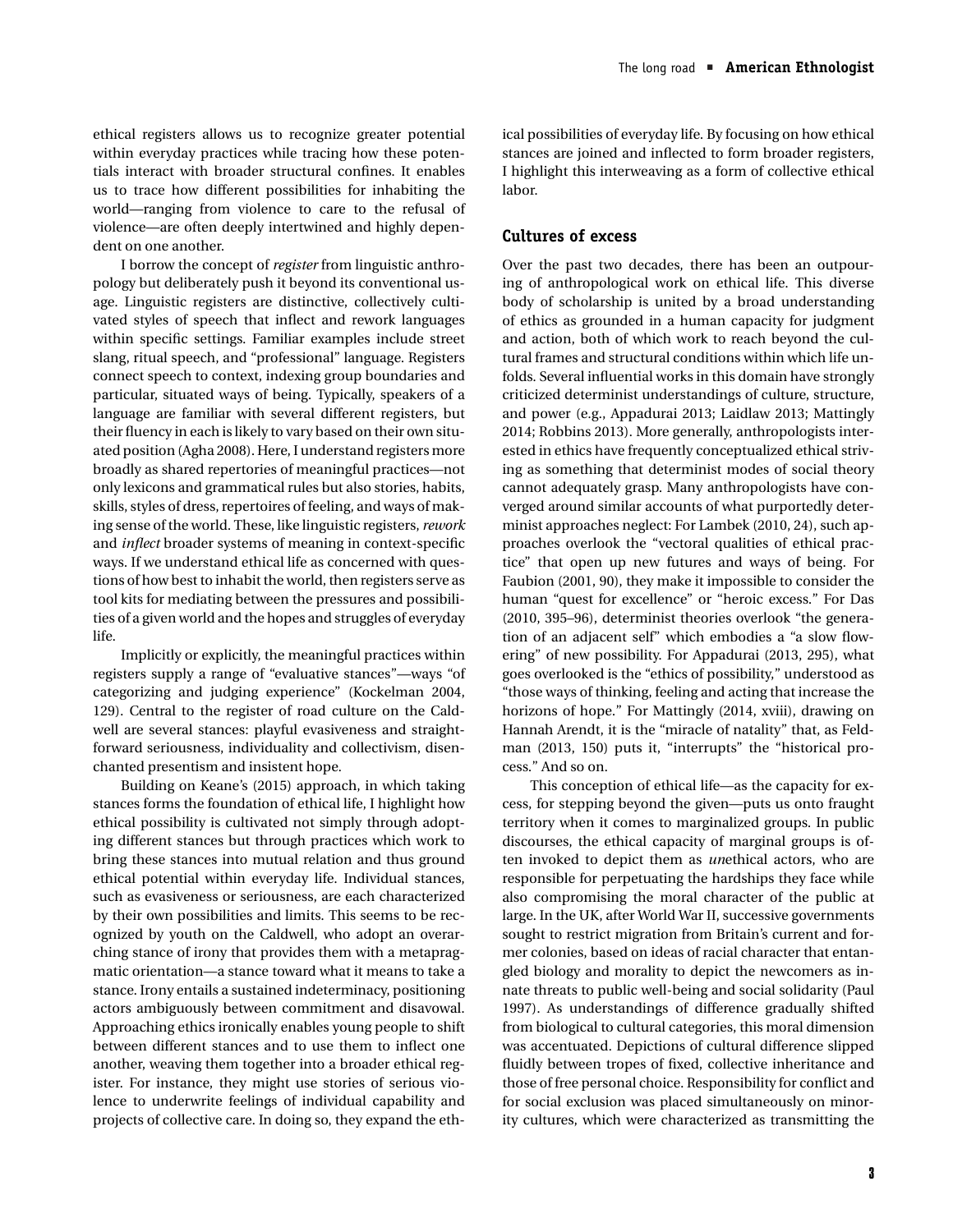ethical registers allows us to recognize greater potential within everyday practices while tracing how these potentials interact with broader structural confines. It enables us to trace how different possibilities for inhabiting the world—ranging from violence to care to the refusal of violence—are often deeply intertwined and highly dependent on one another.

I borrow the concept of *register* from linguistic anthropology but deliberately push it beyond its conventional usage. Linguistic registers are distinctive, collectively cultivated styles of speech that inflect and rework languages within specific settings. Familiar examples include street slang, ritual speech, and "professional" language. Registers connect speech to context, indexing group boundaries and particular, situated ways of being. Typically, speakers of a language are familiar with several different registers, but their fluency in each is likely to vary based on their own situated position (Agha 2008). Here, I understand registers more broadly as shared repertories of meaningful practices—not only lexicons and grammatical rules but also stories, habits, skills, styles of dress, repertoires of feeling, and ways of making sense of the world. These, like linguistic registers, *rework* and *inflect* broader systems of meaning in context-specific ways. If we understand ethical life as concerned with questions of how best to inhabit the world, then registers serve as tool kits for mediating between the pressures and possibilities of a given world and the hopes and struggles of everyday life.

Implicitly or explicitly, the meaningful practices within registers supply a range of "evaluative stances"—ways "of categorizing and judging experience" (Kockelman 2004, 129). Central to the register of road culture on the Caldwell are several stances: playful evasiveness and straightforward seriousness, individuality and collectivism, disenchanted presentism and insistent hope.

Building on Keane's (2015) approach, in which taking stances forms the foundation of ethical life, I highlight how ethical possibility is cultivated not simply through adopting different stances but through practices which work to bring these stances into mutual relation and thus ground ethical potential within everyday life. Individual stances, such as evasiveness or seriousness, are each characterized by their own possibilities and limits. This seems to be recognized by youth on the Caldwell, who adopt an overarching stance of irony that provides them with a metapragmatic orientation—a stance toward what it means to take a stance. Irony entails a sustained indeterminacy, positioning actors ambiguously between commitment and disavowal. Approaching ethics ironically enables young people to shift between different stances and to use them to inflect one another, weaving them together into a broader ethical register. For instance, they might use stories of serious violence to underwrite feelings of individual capability and projects of collective care. In doing so, they expand the ethical possibilities of everyday life. By focusing on how ethical stances are joined and inflected to form broader registers, I highlight this interweaving as a form of collective ethical labor.

## Cultures of excess

Over the past two decades, there has been an outpouring of anthropological work on ethical life. This diverse body of scholarship is united by a broad understanding of ethics as grounded in a human capacity for judgment and action, both of which work to reach beyond the cultural frames and structural conditions within which life unfolds. Several influential works in this domain have strongly criticized determinist understandings of culture, structure, and power (e.g., Appadurai 2013; Laidlaw 2013; Mattingly 2014; Robbins 2013). More generally, anthropologists interested in ethics have frequently conceptualized ethical striving as something that determinist modes of social theory cannot adequately grasp. Many anthropologists have converged around similar accounts of what purportedly determinist approaches neglect: For Lambek (2010, 24), such approaches overlook the "vectoral qualities of ethical practice" that open up new futures and ways of being. For Faubion (2001, 90), they make it impossible to consider the human "quest for excellence" or "heroic excess." For Das (2010, 395–96), determinist theories overlook "the generation of an adjacent self" which embodies a "slow flowering" of new possibility. For Appadurai (2013, 295), what goes overlooked is the "ethics of possibility," understood as "those ways of thinking, feeling and acting that increase the horizons of hope." For Mattingly (2014, xviii), drawing on Hannah Arendt, it is the "miracle of natality" that, as Feldman (2013, 150) puts it, "interrupts" the "historical process." And so on.

This conception of ethical life—as the capacity for excess, for stepping beyond the given—puts us onto fraught territory when it comes to marginalized groups. In public discourses, the ethical capacity of marginal groups is often invoked to depict them as *un*ethical actors, who are responsible for perpetuating the hardships they face while also compromising the moral character of the public at large. In the UK, after World War II, successive governments sought to restrict migration from Britain's current and former colonies, based on ideas of racial character that entangled biology and morality to depict the newcomers as innate threats to public well-being and social solidarity (Paul 1997). As understandings of difference gradually shifted from biological to cultural categories, this moral dimension was accentuated. Depictions of cultural difference slipped fluidly between tropes of fixed, collective inheritance and those of free personal choice. Responsibility for conflict and for social exclusion was placed simultaneously on minority cultures, which were characterized as transmitting the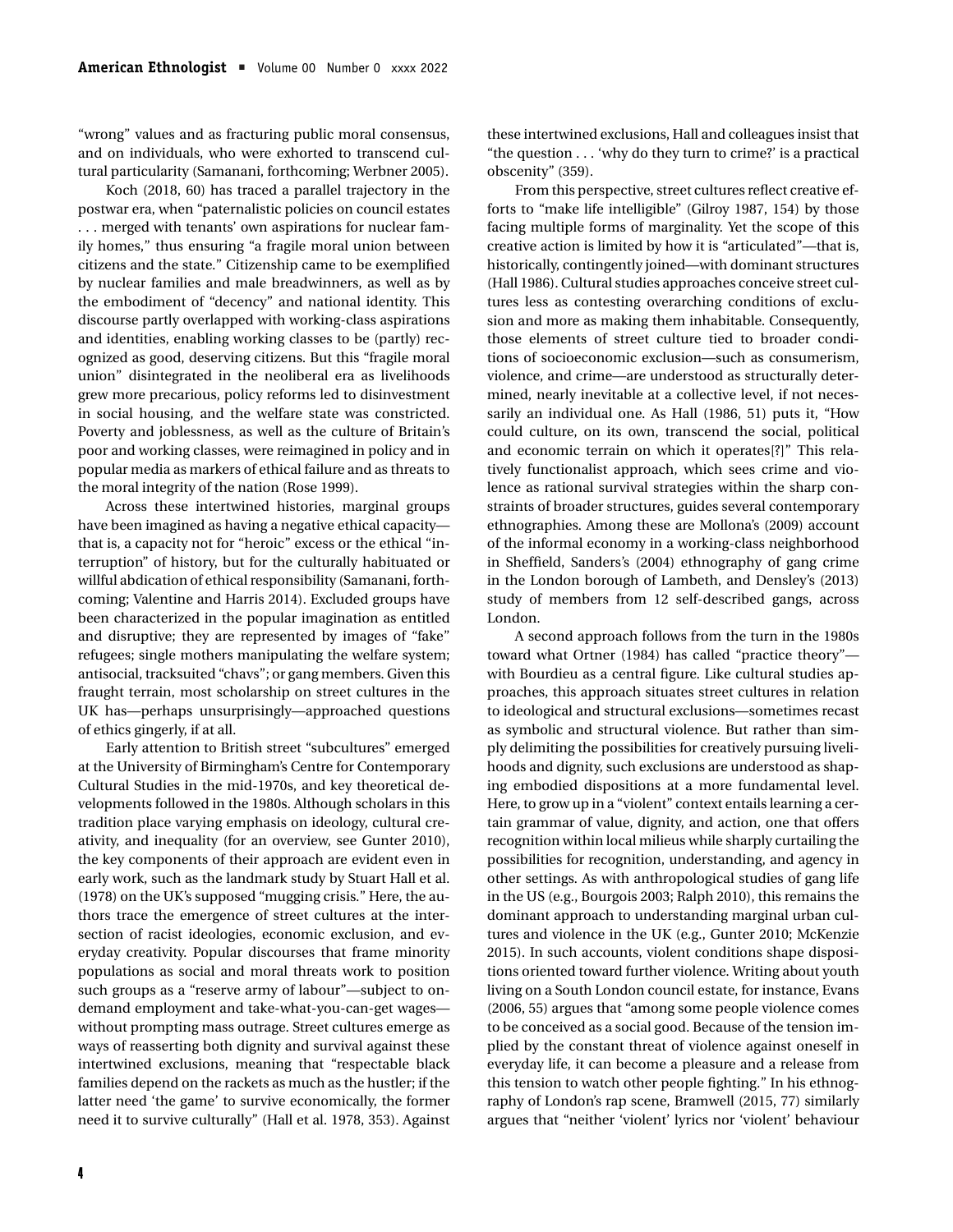"wrong" values and as fracturing public moral consensus, and on individuals, who were exhorted to transcend cultural particularity (Samanani, forthcoming; Werbner 2005).

Koch (2018, 60) has traced a parallel trajectory in the postwar era, when "paternalistic policies on council estates . . . merged with tenants' own aspirations for nuclear family homes," thus ensuring "a fragile moral union between citizens and the state." Citizenship came to be exemplified by nuclear families and male breadwinners, as well as by the embodiment of "decency" and national identity. This discourse partly overlapped with working-class aspirations and identities, enabling working classes to be (partly) recognized as good, deserving citizens. But this "fragile moral union" disintegrated in the neoliberal era as livelihoods grew more precarious, policy reforms led to disinvestment in social housing, and the welfare state was constricted. Poverty and joblessness, as well as the culture of Britain's poor and working classes, were reimagined in policy and in popular media as markers of ethical failure and as threats to the moral integrity of the nation (Rose 1999).

Across these intertwined histories, marginal groups have been imagined as having a negative ethical capacity—that is, a capacity not for "heroic" excess or the ethical "interruption" of history, but for the culturally habituated or willful abdication of ethical responsibility (Samanani, forthcoming; Valentine and Harris 2014). Excluded groups have been characterized in the popular imagination as entitled and disruptive; they are represented by images of "fake" refugees; single mothers manipulating the welfare system; antisocial, tracksuited "chavs"; or gang members. Given this fraught terrain, most scholarship on street cultures in the UK has—perhaps unsurprisingly—approached questions of ethics gingerly, if at all.

Early attention to British street "subcultures" emerged at the University of Birmingham's Centre for Contemporary Cultural Studies in the mid-1970s, and key theoretical developments followed in the 1980s. Although scholars in this tradition place varying emphasis on ideology, cultural creativity, and inequality (for an overview, see Gunter 2010), the key components of their approach are evident even in early work, such as the landmark study by Stuart Hall et al. (1978) on the UK's supposed "mugging crisis." Here, the authors trace the emergence of street cultures at the intersection of racist ideologies, economic exclusion, and everyday creativity. Popular discourses that frame minority populations as social and moral threats work to position such groups as a "reserve army of labour"—subject to on-demand employment and take-what-you-can-get wages—without prompting mass outrage. Street cultures emerge as ways of reasserting both dignity and survival against these intertwined exclusions, meaning that "respectable black families depend on the rackets as much as the hustler; if the latter need 'the game' to survive economically, the former need it to survive culturally" (Hall et al. 1978, 353). Against these intertwined exclusions, Hall and colleagues insist that "the question . . . 'why do they turn to crime?' is a practical obscenity" (359).

From this perspective, street cultures reflect creative efforts to "make life intelligible" (Gilroy 1987, 154) by those facing multiple forms of marginality. Yet the scope of this creative action is limited by how it is "articulated"—that is, historically, contingently joined—with dominant structures (Hall 1986). Cultural studies approaches conceive street cultures less as contesting overarching conditions of exclusion and more as making them inhabitable. Consequently, those elements of street culture tied to broader conditions of socioeconomic exclusion—such as consumerism, violence, and crime—are understood as structurally determined, nearly inevitable at a collective level, if not necessarily an individual one. As Hall (1986, 51) puts it, "How could culture, on its own, transcend the social, political and economic terrain on which it operates[?]" This relatively functionalist approach, which sees crime and violence as rational survival strategies within the sharp constraints of broader structures, guides several contemporary ethnographies. Among these are Mollona's (2009) account of the informal economy in a working-class neighborhood in Sheffield, Sanders's (2004) ethnography of gang crime in the London borough of Lambeth, and Densley's (2013) study of members from 12 self-described gangs, across London.

A second approach follows from the turn in the 1980s toward what Ortner (1984) has called "practice theory"—with Bourdieu as a central figure. Like cultural studies approaches, this approach situates street cultures in relation to ideological and structural exclusions—sometimes recast as symbolic and structural violence. But rather than simply delimiting the possibilities for creatively pursuing livelihoods and dignity, such exclusions are understood as shaping embodied dispositions at a more fundamental level. Here, to grow up in a "violent" context entails learning a certain grammar of value, dignity, and action, one that offers recognition within local milieus while sharply curtailing the possibilities for recognition, understanding, and agency in other settings. As with anthropological studies of gang life in the US (e.g., Bourgois 2003; Ralph 2010), this remains the dominant approach to understanding marginal urban cultures and violence in the UK (e.g., Gunter 2010; McKenzie 2015). In such accounts, violent conditions shape dispositions oriented toward further violence. Writing about youth living on a South London council estate, for instance, Evans (2006, 55) argues that "among some people violence comes to be conceived as a social good. Because of the tension implied by the constant threat of violence against oneself in everyday life, it can become a pleasure and a release from this tension to watch other people fighting." In his ethnography of London's rap scene, Bramwell (2015, 77) similarly argues that "neither 'violent' lyrics nor 'violent' behaviour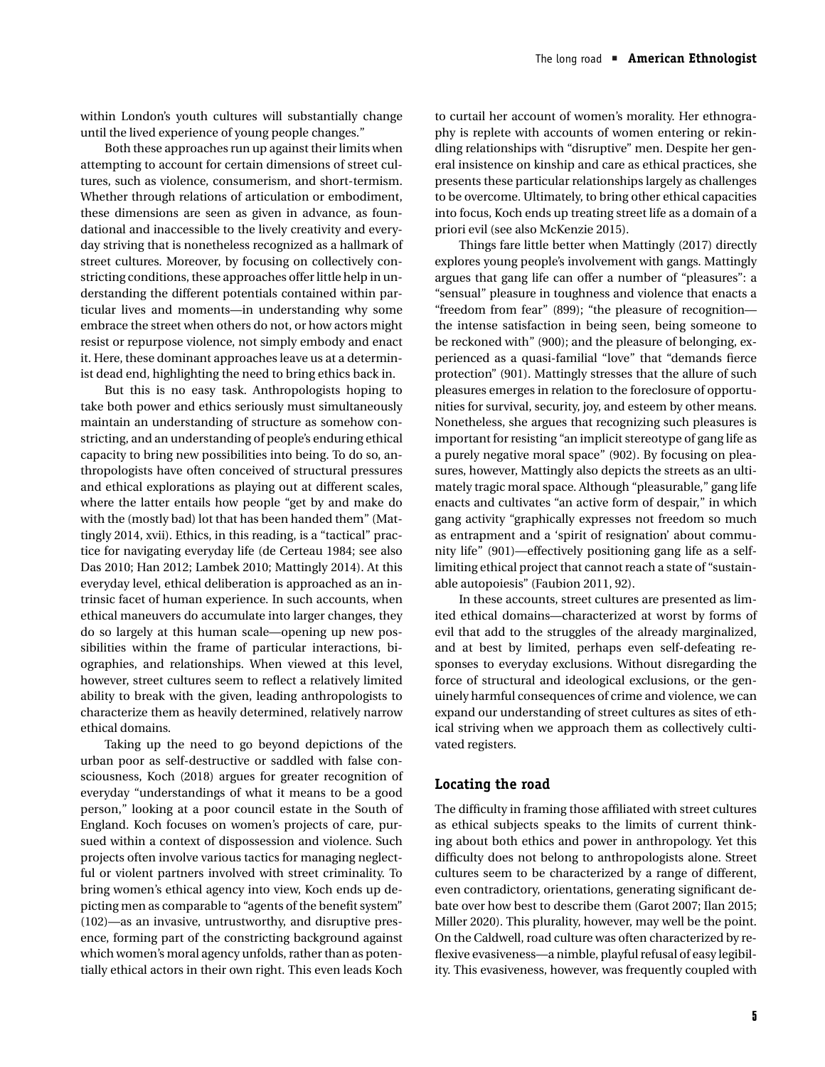within London's youth cultures will substantially change until the lived experience of young people changes."

Both these approaches run up against their limits when attempting to account for certain dimensions of street cultures, such as violence, consumerism, and short-termism. Whether through relations of articulation or embodiment, these dimensions are seen as given in advance, as foundational and inaccessible to the lively creativity and everyday striving that is nonetheless recognized as a hallmark of street cultures. Moreover, by focusing on collectively constricting conditions, these approaches offer little help in understanding the different potentials contained within particular lives and moments—in understanding why some embrace the street when others do not, or how actors might resist or repurpose violence, not simply embody and enact it. Here, these dominant approaches leave us at a determinist dead end, highlighting the need to bring ethics back in.

But this is no easy task. Anthropologists hoping to take both power and ethics seriously must simultaneously maintain an understanding of structure as somehow constricting, and an understanding of people's enduring ethical capacity to bring new possibilities into being. To do so, anthropologists have often conceived of structural pressures and ethical explorations as playing out at different scales, where the latter entails how people "get by and make do with the (mostly bad) lot that has been handed them" (Mattingly 2014, xvii). Ethics, in this reading, is a "tactical" practice for navigating everyday life (de Certeau 1984; see also Das 2010; Han 2012; Lambek 2010; Mattingly 2014). At this everyday level, ethical deliberation is approached as an intrinsic facet of human experience. In such accounts, when ethical maneuvers do accumulate into larger changes, they do so largely at this human scale—opening up new possibilities within the frame of particular interactions, biographies, and relationships. When viewed at this level, however, street cultures seem to reflect a relatively limited ability to break with the given, leading anthropologists to characterize them as heavily determined, relatively narrow ethical domains.

Taking up the need to go beyond depictions of the urban poor as self-destructive or saddled with false consciousness, Koch (2018) argues for greater recognition of everyday "understandings of what it means to be a good person," looking at a poor council estate in the South of England. Koch focuses on women's projects of care, pursued within a context of dispossession and violence. Such projects often involve various tactics for managing neglectful or violent partners involved with street criminality. To bring women's ethical agency into view, Koch ends up depicting men as comparable to "agents of the benefit system" (102)—as an invasive, untrustworthy, and disruptive presence, forming part of the constricting background against which women's moral agency unfolds, rather than as potentially ethical actors in their own right. This even leads Koch to curtail her account of women's morality. Her ethnography is replete with accounts of women entering or rekindling relationships with "disruptive" men. Despite her general insistence on kinship and care as ethical practices, she presents these particular relationships largely as challenges to be overcome. Ultimately, to bring other ethical capacities into focus, Koch ends up treating street life as a domain of a priori evil (see also McKenzie 2015).

Things fare little better when Mattingly (2017) directly explores young people's involvement with gangs. Mattingly argues that gang life can offer a number of "pleasures": a "sensual" pleasure in toughness and violence that enacts a "freedom from fear" (899); "the pleasure of recognition—the intense satisfaction in being seen, being someone to be reckoned with" (900); and the pleasure of belonging, experienced as a quasi-familial "love" that "demands fierce protection" (901). Mattingly stresses that the allure of such pleasures emerges in relation to the foreclosure of opportunities for survival, security, joy, and esteem by other means. Nonetheless, she argues that recognizing such pleasures is important for resisting "an implicit stereotype of gang life as a purely negative moral space" (902). By focusing on pleasures, however, Mattingly also depicts the streets as an ultimately tragic moral space. Although "pleasurable," gang life enacts and cultivates "an active form of despair," in which gang activity "graphically expresses not freedom so much as entrapment and a 'spirit of resignation' about community life" (901)—effectively positioning gang life as a self-limiting ethical project that cannot reach a state of "sustainable autopoiesis" (Faubion 2011, 92).

In these accounts, street cultures are presented as limited ethical domains—characterized at worst by forms of evil that add to the struggles of the already marginalized, and at best by limited, perhaps even self-defeating responses to everyday exclusions. Without disregarding the force of structural and ideological exclusions, or the genuinely harmful consequences of crime and violence, we can expand our understanding of street cultures as sites of ethical striving when we approach them as collectively cultivated registers.

## Locating the road

The difficulty in framing those affiliated with street cultures as ethical subjects speaks to the limits of current thinking about both ethics and power in anthropology. Yet this difficulty does not belong to anthropologists alone. Street cultures seem to be characterized by a range of different, even contradictory, orientations, generating significant debate over how best to describe them (Garot 2007; Ilan 2015; Miller 2020). This plurality, however, may well be the point. On the Caldwell, road culture was often characterized by reflexive evasiveness—a nimble, playful refusal of easy legibility. This evasiveness, however, was frequently coupled with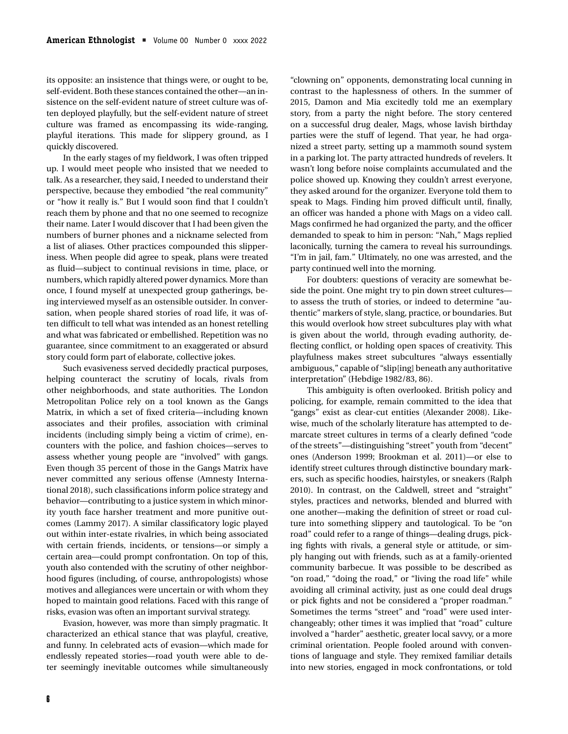its opposite: an insistence that things were, or ought to be, self-evident. Both these stances contained the other—an insistence on the self-evident nature of street culture was often deployed playfully, but the self-evident nature of street culture was framed as encompassing its wide-ranging, playful iterations. This made for slippery ground, as I quickly discovered.

In the early stages of my fieldwork, I was often tripped up. I would meet people who insisted that we needed to talk. As a researcher, they said, I needed to understand their perspective, because they embodied "the real community" or "how it really is." But I would soon find that I couldn't reach them by phone and that no one seemed to recognize their name. Later I would discover that I had been given the numbers of burner phones and a nickname selected from a list of aliases. Other practices compounded this slipperiness. When people did agree to speak, plans were treated as fluid—subject to continual revisions in time, place, or numbers, which rapidly altered power dynamics. More than once, I found myself at unexpected group gatherings, being interviewed myself as an ostensible outsider. In conversation, when people shared stories of road life, it was often difficult to tell what was intended as an honest retelling and what was fabricated or embellished. Repetition was no guarantee, since commitment to an exaggerated or absurd story could form part of elaborate, collective jokes.

Such evasiveness served decidedly practical purposes, helping counteract the scrutiny of locals, rivals from other neighborhoods, and state authorities. The London Metropolitan Police rely on a tool known as the Gangs Matrix, in which a set of fixed criteria—including known associates and their profiles, association with criminal incidents (including simply being a victim of crime), encounters with the police, and fashion choices—serves to assess whether young people are "involved" with gangs. Even though 35 percent of those in the Gangs Matrix have never committed any serious offense (Amnesty International 2018), such classifications inform police strategy and behavior—contributing to a justice system in which minority youth face harsher treatment and more punitive outcomes (Lammy 2017). A similar classificatory logic played out within inter-estate rivalries, in which being associated with certain friends, incidents, or tensions—or simply a certain area—could prompt confrontation. On top of this, youth also contended with the scrutiny of other neighborhood figures (including, of course, anthropologists) whose motives and allegiances were uncertain or with whom they hoped to maintain good relations. Faced with this range of risks, evasion was often an important survival strategy.

Evasion, however, was more than simply pragmatic. It characterized an ethical stance that was playful, creative, and funny. In celebrated acts of evasion—which made for endlessly repeated stories—road youth were able to deter seemingly inevitable outcomes while simultaneously "clowning on" opponents, demonstrating local cunning in contrast to the haplessness of others. In the summer of 2015, Damon and Mia excitedly told me an exemplary story, from a party the night before. The story centered on a successful drug dealer, Mags, whose lavish birthday parties were the stuff of legend. That year, he had organized a street party, setting up a mammoth sound system in a parking lot. The party attracted hundreds of revelers. It wasn't long before noise complaints accumulated and the police showed up. Knowing they couldn't arrest everyone, they asked around for the organizer. Everyone told them to speak to Mags. Finding him proved difficult until, finally, an officer was handed a phone with Mags on a video call. Mags confirmed he had organized the party, and the officer demanded to speak to him in person: "Nah," Mags replied laconically, turning the camera to reveal his surroundings. "I'm in jail, fam." Ultimately, no one was arrested, and the party continued well into the morning.

For doubters: questions of veracity are somewhat beside the point. One might try to pin down street cultures—to assess the truth of stories, or indeed to determine "authentic" markers of style, slang, practice, or boundaries. But this would overlook how street subcultures play with what is given about the world, through evading authority, deflecting conflict, or holding open spaces of creativity. This playfulness makes street subcultures "always essentially ambiguous," capable of "slip[ing] beneath any authoritative interpretation" (Hebdige 1982/83, 86).

This ambiguity is often overlooked. British policy and policing, for example, remain committed to the idea that "gangs" exist as clear-cut entities (Alexander 2008). Likewise, much of the scholarly literature has attempted to demarcate street cultures in terms of a clearly defined "code of the streets"—distinguishing "street" youth from "decent" ones (Anderson 1999; Brookman et al. 2011)—or else to identify street cultures through distinctive boundary markers, such as specific hoodies, hairstyles, or sneakers (Ralph 2010). In contrast, on the Caldwell, street and "straight" styles, practices and networks, blended and blurred with one another—making the definition of street or road culture into something slippery and tautological. To be "on road" could refer to a range of things—dealing drugs, picking fights with rivals, a general style or attitude, or simply hanging out with friends, such as at a family-oriented community barbecue. It was possible to be described as "on road," "doing the road," or "living the road life" while avoiding all criminal activity, just as one could deal drugs or pick fights and not be considered a "proper roadman." Sometimes the terms "street" and "road" were used interchangeably; other times it was implied that "road" culture involved a "harder" aesthetic, greater local savvy, or a more criminal orientation. People fooled around with conventions of language and style. They remixed familiar details into new stories, engaged in mock confrontations, or told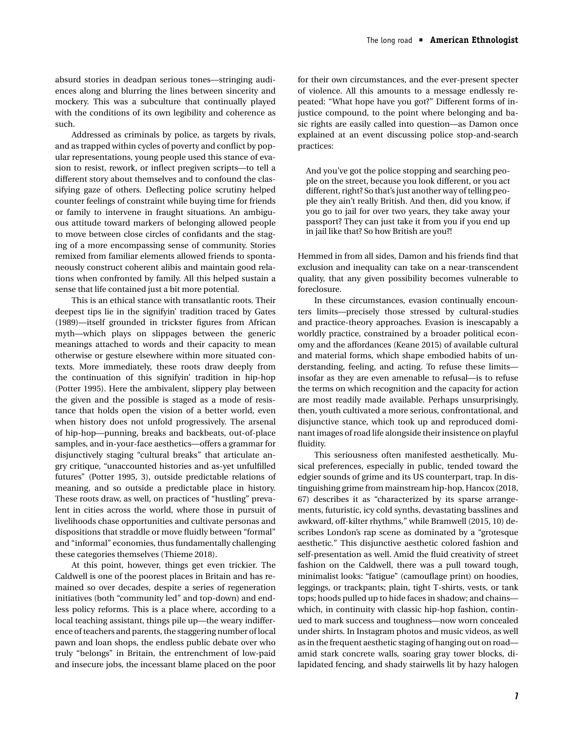absurd stories in deadpan serious tones—stringing audiences along and blurring the lines between sincerity and mockery. This was a subculture that continually played with the conditions of its own legibility and coherence as such.

Addressed as criminals by police, as targets by rivals, and as trapped within cycles of poverty and conflict by popular representations, young people used this stance of evasion to resist, rework, or inflect pregiven scripts—to tell a different story about themselves and to confound the classifying gaze of others. Deflecting police scrutiny helped counter feelings of constraint while buying time for friends or family to intervene in fraught situations. An ambiguous attitude toward markers of belonging allowed people to move between close circles of confidants and the staging of a more encompassing sense of community. Stories remixed from familiar elements allowed friends to spontaneously construct coherent alibis and maintain good relations when confronted by family. All this helped sustain a sense that life contained just a bit more potential.

This is an ethical stance with transatlantic roots. Their deepest tips lie in the signifyin' tradition traced by Gates (1989)—itself grounded in trickster figures from African myth—which plays on slippages between the generic meanings attached to words and their capacity to mean otherwise or gesture elsewhere within more situated contexts. More immediately, these roots draw deeply from the continuation of this signifyin' tradition in hip-hop (Potter 1995). Here the ambivalent, slippery play between the given and the possible is staged as a mode of resistance that holds open the vision of a better world, even when history does not unfold progressively. The arsenal of hip-hop—punning, breaks and backbeats, out-of-place samples, and in-your-face aesthetics—offers a grammar for disjunctively staging "cultural breaks" that articulate angry critique, "unaccounted histories and as-yet unfulfilled futures" (Potter 1995, 3), outside predictable relations of meaning, and so outside a predictable place in history. These roots draw, as well, on practices of "hustling" prevalent in cities across the world, where those in pursuit of livelihoods chase opportunities and cultivate personas and dispositions that straddle or move fluidly between "formal" and "informal" economies, thus fundamentally challenging these categories themselves (Thieme 2018).

At this point, however, things get even trickier. The Caldwell is one of the poorest places in Britain and has remained so over decades, despite a series of regeneration initiatives (both "community led" and top-down) and endless policy reforms. This is a place where, according to a local teaching assistant, things pile up—the weary indifference of teachers and parents, the staggering number of local pawn and loan shops, the endless public debate over who truly "belongs" in Britain, the entrenchment of low-paid and insecure jobs, the incessant blame placed on the poor for their own circumstances, and the ever-present specter of violence. All this amounts to a message endlessly repeated: "What hope have you got?" Different forms of injustice compound, to the point where belonging and basic rights are easily called into question—as Damon once explained at an event discussing police stop-and-search practices:

> And you've got the police stopping and searching people on the street, because you look different, or you act different, right? So that's just another way of telling people they ain't really British. And then, did you know, if you go to jail for over two years, they take away your passport? They can just take it from you if you end up in jail like that? So how British are you?!

Hemmed in from all sides, Damon and his friends find that exclusion and inequality can take on a near-transcendent quality, that any given possibility becomes vulnerable to foreclosure.

In these circumstances, evasion continually encounters limits—precisely those stressed by cultural-studies and practice-theory approaches. Evasion is inescapably a worldly practice, constrained by a broader political economy and the affordances (Keane 2015) of available cultural and material forms, which shape embodied habits of understanding, feeling, and acting. To refuse these limits—insofar as they are even amenable to refusal—is to refuse the terms on which recognition and the capacity for action are most readily made available. Perhaps unsurprisingly, then, youth cultivated a more serious, confrontational, and disjunctive stance, which took up and reproduced dominant images of road life alongside their insistence on playful fluidity.

This seriousness often manifested aesthetically. Musical preferences, especially in public, tended toward the edgier sounds of grime and its US counterpart, trap. In distinguishing grime from mainstream hip-hop, Hancox (2018, 67) describes it as "characterized by its sparse arrangements, futuristic, icy cold synths, devastating basslines and awkward, off-kilter rhythms," while Bramwell (2015, 10) describes London's rap scene as dominated by a "grotesque aesthetic." This disjunctive aesthetic colored fashion and self-presentation as well. Amid the fluid creativity of street fashion on the Caldwell, there was a pull toward tough, minimalist looks: "fatigue" (camouflage print) on hoodies, leggings, or trackpants; plain, tight T-shirts, vests, or tank tops; hoods pulled up to hide faces in shadow; and chains—which, in continuity with classic hip-hop fashion, continued to mark success and toughness—now worn concealed under shirts. In Instagram photos and music videos, as well as in the frequent aesthetic staging of hanging out on road—amid stark concrete walls, soaring gray tower blocks, dilapidated fencing, and shady stairwells lit by hazy halogen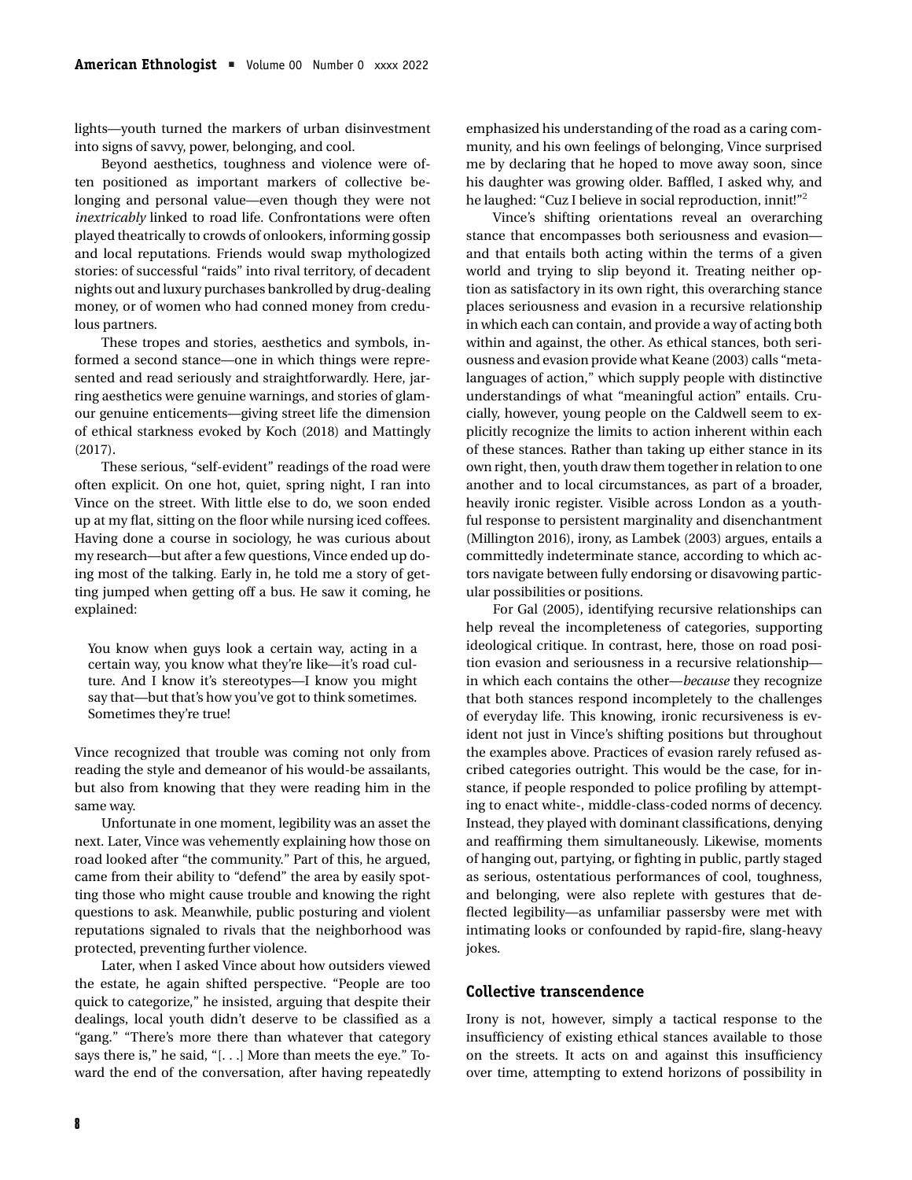lights—youth turned the markers of urban disinvestment into signs of savvy, power, belonging, and cool.

Beyond aesthetics, toughness and violence were often positioned as important markers of collective belonging and personal value—even though they were not *inextricably* linked to road life. Confrontations were often played theatrically to crowds of onlookers, informing gossip and local reputations. Friends would swap mythologized stories: of successful "raids" into rival territory, of decadent nights out and luxury purchases bankrolled by drug-dealing money, or of women who had conned money from credulous partners.

These tropes and stories, aesthetics and symbols, informed a second stance—one in which things were represented and read seriously and straightforwardly. Here, jarring aesthetics were genuine warnings, and stories of glamour genuine enticements—giving street life the dimension of ethical starkness evoked by Koch (2018) and Mattingly (2017).

These serious, "self-evident" readings of the road were often explicit. On one hot, quiet, spring night, I ran into Vince on the street. With little else to do, we soon ended up at my flat, sitting on the floor while nursing iced coffees. Having done a course in sociology, he was curious about my research—but after a few questions, Vince ended up doing most of the talking. Early in, he told me a story of getting jumped when getting off a bus. He saw it coming, he explained:

> You know when guys look a certain way, acting in a certain way, you know what they're like—it's road culture. And I know it's stereotypes—I know you might say that—but that's how you've got to think sometimes. Sometimes they're true!

Vince recognized that trouble was coming not only from reading the style and demeanor of his would-be assailants, but also from knowing that they were reading him in the same way.

Unfortunate in one moment, legibility was an asset the next. Later, Vince was vehemently explaining how those on road looked after "the community." Part of this, he argued, came from their ability to "defend" the area by easily spotting those who might cause trouble and knowing the right questions to ask. Meanwhile, public posturing and violent reputations signaled to rivals that the neighborhood was protected, preventing further violence.

Later, when I asked Vince about how outsiders viewed the estate, he again shifted perspective. "People are too quick to categorize," he insisted, arguing that despite their dealings, local youth didn't deserve to be classified as a "gang." "There's more there than whatever that category says there is," he said, "[. . .] More than meets the eye." Toward the end of the conversation, after having repeatedly emphasized his understanding of the road as a caring community, and his own feelings of belonging, Vince surprised me by declaring that he hoped to move away soon, since his daughter was growing older. Baffled, I asked why, and he laughed: "Cuz I believe in social reproduction, innit!"[2]

Vince's shifting orientations reveal an overarching stance that encompasses both seriousness and evasion—and that entails both acting within the terms of a given world and trying to slip beyond it. Treating neither option as satisfactory in its own right, this overarching stance places seriousness and evasion in a recursive relationship in which each can contain, and provide a way of acting both within and against, the other. As ethical stances, both seriousness and evasion provide what Keane (2003) calls "metalanguages of action," which supply people with distinctive understandings of what "meaningful action" entails. Crucially, however, young people on the Caldwell seem to explicitly recognize the limits to action inherent within each of these stances. Rather than taking up either stance in its own right, then, youth draw them together in relation to one another and to local circumstances, as part of a broader, heavily ironic register. Visible across London as a youthful response to persistent marginality and disenchantment (Millington 2016), irony, as Lambek (2003) argues, entails a committedly indeterminate stance, according to which actors navigate between fully endorsing or disavowing particular possibilities or positions.

For Gal (2005), identifying recursive relationships can help reveal the incompleteness of categories, supporting ideological critique. In contrast, here, those on road position evasion and seriousness in a recursive relationship—in which each contains the other—*because* they recognize that both stances respond incompletely to the challenges of everyday life. This knowing, ironic recursiveness is evident not just in Vince's shifting positions but throughout the examples above. Practices of evasion rarely refused ascribed categories outright. This would be the case, for instance, if people responded to police profiling by attempting to enact white-, middle-class-coded norms of decency. Instead, they played with dominant classifications, denying and reaffirming them simultaneously. Likewise, moments of hanging out, partying, or fighting in public, partly staged as serious, ostentatious performances of cool, toughness, and belonging, were also replete with gestures that deflected legibility—as unfamiliar passersby were met with intimating looks or confounded by rapid-fire, slang-heavy jokes.

## Collective transcendence

Irony is not, however, simply a tactical response to the insufficiency of existing ethical stances available to those on the streets. It acts on and against this insufficiency over time, attempting to extend horizons of possibility in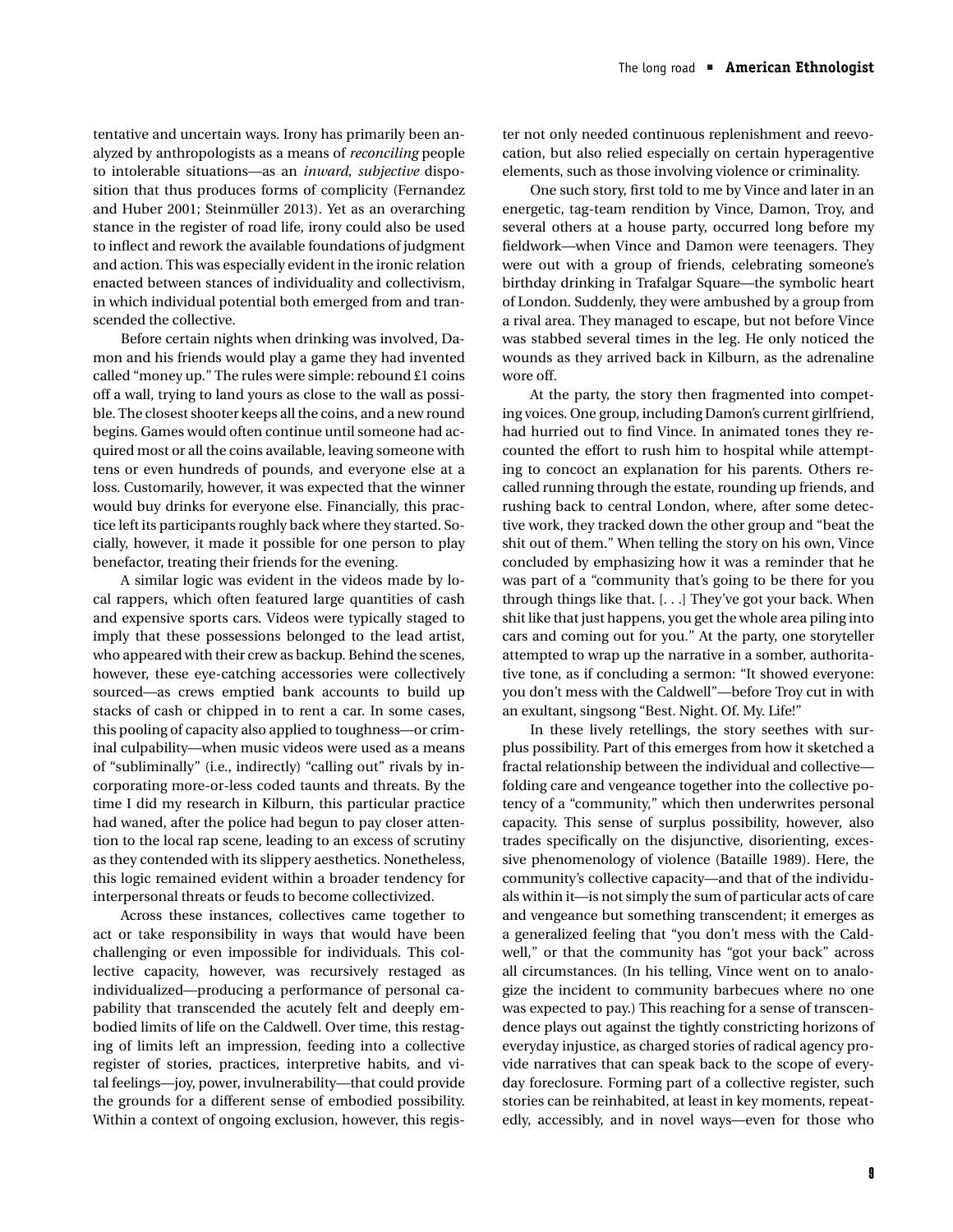tentative and uncertain ways. Irony has primarily been analyzed by anthropologists as a means of *reconciling* people to intolerable situations—as an *inward*, *subjective* disposition that thus produces forms of complicity (Fernandez and Huber 2001; Steinmüller 2013). Yet as an overarching stance in the register of road life, irony could also be used to inflect and rework the available foundations of judgment and action. This was especially evident in the ironic relation enacted between stances of individuality and collectivism, in which individual potential both emerged from and transcended the collective.

Before certain nights when drinking was involved, Damon and his friends would play a game they had invented called "money up." The rules were simple: rebound £1 coins off a wall, trying to land yours as close to the wall as possible. The closest shooter keeps all the coins, and a new round begins. Games would often continue until someone had acquired most or all the coins available, leaving someone with tens or even hundreds of pounds, and everyone else at a loss. Customarily, however, it was expected that the winner would buy drinks for everyone else. Financially, this practice left its participants roughly back where they started. Socially, however, it made it possible for one person to play benefactor, treating their friends for the evening.

A similar logic was evident in the videos made by local rappers, which often featured large quantities of cash and expensive sports cars. Videos were typically staged to imply that these possessions belonged to the lead artist, who appeared with their crew as backup. Behind the scenes, however, these eye-catching accessories were collectively sourced—as crews emptied bank accounts to build up stacks of cash or chipped in to rent a car. In some cases, this pooling of capacity also applied to toughness—or criminal culpability—when music videos were used as a means of "subliminally" (i.e., indirectly) "calling out" rivals by incorporating more-or-less coded taunts and threats. By the time I did my research in Kilburn, this particular practice had waned, after the police had begun to pay closer attention to the local rap scene, leading to an excess of scrutiny as they contended with its slippery aesthetics. Nonetheless, this logic remained evident within a broader tendency for interpersonal threats or feuds to become collectivized.

Across these instances, collectives came together to act or take responsibility in ways that would have been challenging or even impossible for individuals. This collective capacity, however, was recursively restaged as individualized—producing a performance of personal capability that transcended the acutely felt and deeply embodied limits of life on the Caldwell. Over time, this restaging of limits left an impression, feeding into a collective register of stories, practices, interpretive habits, and vital feelings—joy, power, invulnerability—that could provide the grounds for a different sense of embodied possibility. Within a context of ongoing exclusion, however, this register not only needed continuous replenishment and reevocation, but also relied especially on certain hyperagentive elements, such as those involving violence or criminality.

One such story, first told to me by Vince and later in an energetic, tag-team rendition by Vince, Damon, Troy, and several others at a house party, occurred long before my fieldwork—when Vince and Damon were teenagers. They were out with a group of friends, celebrating someone's birthday drinking in Trafalgar Square—the symbolic heart of London. Suddenly, they were ambushed by a group from a rival area. They managed to escape, but not before Vince was stabbed several times in the leg. He only noticed the wounds as they arrived back in Kilburn, as the adrenaline wore off.

At the party, the story then fragmented into competing voices. One group, including Damon's current girlfriend, had hurried out to find Vince. In animated tones they recounted the effort to rush him to hospital while attempting to concoct an explanation for his parents. Others recalled running through the estate, rounding up friends, and rushing back to central London, where, after some detective work, they tracked down the other group and "beat the shit out of them." When telling the story on his own, Vince concluded by emphasizing how it was a reminder that he was part of a "community that's going to be there for you through things like that. [. . .] They've got your back. When shit like that just happens, you get the whole area piling into cars and coming out for you." At the party, one storyteller attempted to wrap up the narrative in a somber, authoritative tone, as if concluding a sermon: "It showed everyone: you don't mess with the Caldwell"—before Troy cut in with an exultant, singsong "Best. Night. Of. My. Life!"

In these lively retellings, the story seethes with surplus possibility. Part of this emerges from how it sketched a fractal relationship between the individual and collective—folding care and vengeance together into the collective potency of a "community," which then underwrites personal capacity. This sense of surplus possibility, however, also trades specifically on the disjunctive, disorienting, excessive phenomenology of violence (Bataille 1989). Here, the community's collective capacity—and that of the individuals within it—is not simply the sum of particular acts of care and vengeance but something transcendent; it emerges as a generalized feeling that "you don't mess with the Caldwell," or that the community has "got your back" across all circumstances. (In his telling, Vince went on to analogize the incident to community barbecues where no one was expected to pay.) This reaching for a sense of transcendence plays out against the tightly constricting horizons of everyday injustice, as charged stories of radical agency provide narratives that can speak back to the scope of everyday foreclosure. Forming part of a collective register, such stories can be reinhabited, at least in key moments, repeatedly, accessibly, and in novel ways—even for those who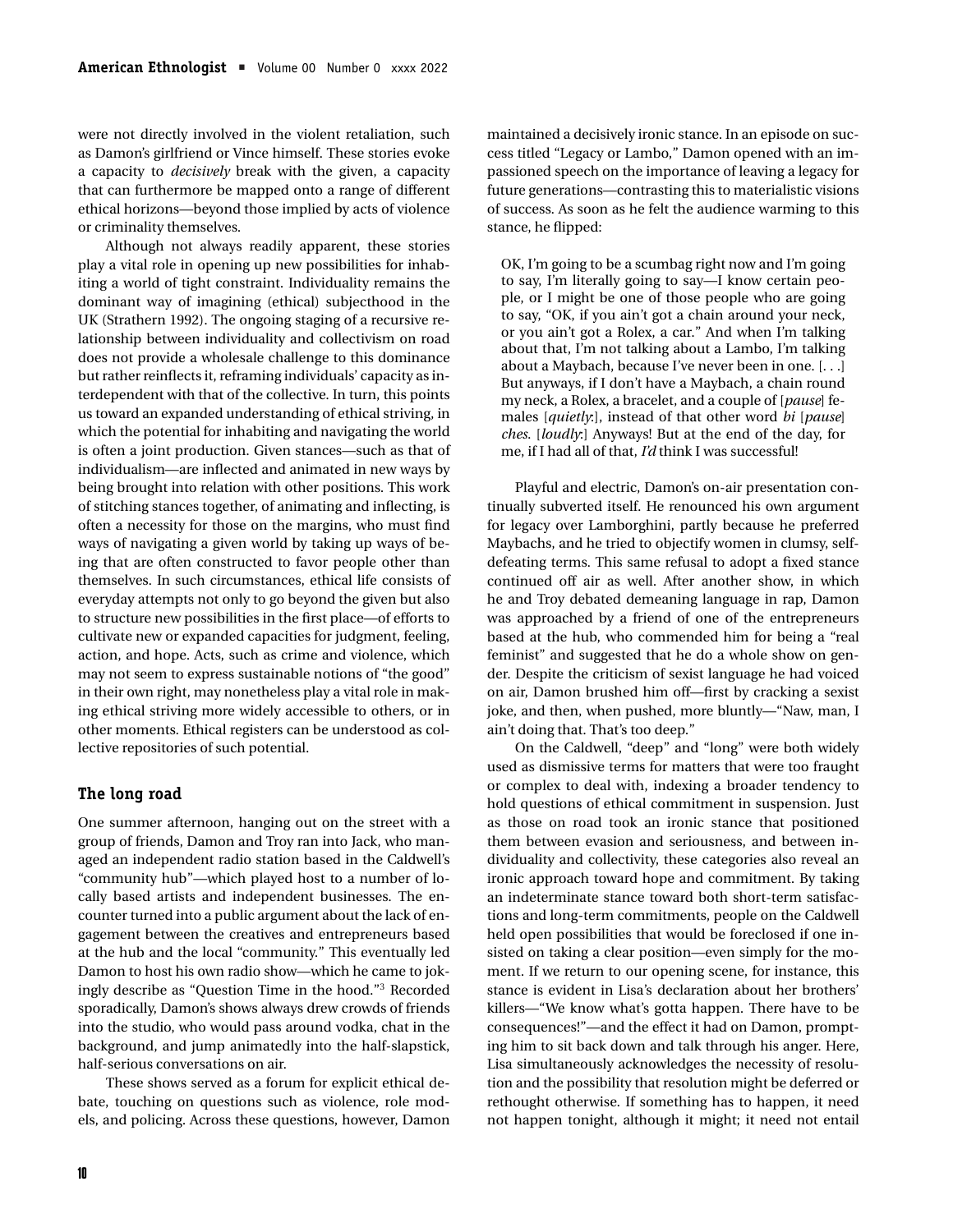were not directly involved in the violent retaliation, such as Damon's girlfriend or Vince himself. These stories evoke a capacity to *decisively* break with the given, a capacity that can furthermore be mapped onto a range of different ethical horizons—beyond those implied by acts of violence or criminality themselves.

Although not always readily apparent, these stories play a vital role in opening up new possibilities for inhabiting a world of tight constraint. Individuality remains the dominant way of imagining (ethical) subjecthood in the UK (Strathern 1992). The ongoing staging of a recursive relationship between individuality and collectivism on road does not provide a wholesale challenge to this dominance but rather reinflects it, reframing individuals' capacity as interdependent with that of the collective. In turn, this points us toward an expanded understanding of ethical striving, in which the potential for inhabiting and navigating the world is often a joint production. Given stances—such as that of individualism—are inflected and animated in new ways by being brought into relation with other positions. This work of stitching stances together, of animating and inflecting, is often a necessity for those on the margins, who must find ways of navigating a given world by taking up ways of being that are often constructed to favor people other than themselves. In such circumstances, ethical life consists of everyday attempts not only to go beyond the given but also to structure new possibilities in the first place—of efforts to cultivate new or expanded capacities for judgment, feeling, action, and hope. Acts, such as crime and violence, which may not seem to express sustainable notions of "the good" in their own right, may nonetheless play a vital role in making ethical striving more widely accessible to others, or in other moments. Ethical registers can be understood as collective repositories of such potential.

## The long road

One summer afternoon, hanging out on the street with a group of friends, Damon and Troy ran into Jack, who managed an independent radio station based in the Caldwell's "community hub"—which played host to a number of locally based artists and independent businesses. The encounter turned into a public argument about the lack of engagement between the creatives and entrepreneurs based at the hub and the local "community." This eventually led Damon to host his own radio show—which he came to jokingly describe as "Question Time in the hood."[3] Recorded sporadically, Damon's shows always drew crowds of friends into the studio, who would pass around vodka, chat in the background, and jump animatedly into the half-slapstick, half-serious conversations on air.

These shows served as a forum for explicit ethical debate, touching on questions such as violence, role models, and policing. Across these questions, however, Damon maintained a decisively ironic stance. In an episode on success titled "Legacy or Lambo," Damon opened with an impassioned speech on the importance of leaving a legacy for future generations—contrasting this to materialistic visions of success. As soon as he felt the audience warming to this stance, he flipped:

> OK, I'm going to be a scumbag right now and I'm going to say, I'm literally going to say—I know certain people, or I might be one of those people who are going to say, "OK, if you ain't got a chain around your neck, or you ain't got a Rolex, a car." And when I'm talking about that, I'm not talking about a Lambo, I'm talking about a Maybach, because I've never been in one. [. . .] But anyways, if I don't have a Maybach, a chain round my neck, a Rolex, a bracelet, and a couple of [*pause*] females [*quietly*:], instead of that other word *bi* [*pause*] *ches*. [*loudly*:] Anyways! But at the end of the day, for me, if I had all of that, *I'd* think I was successful!

Playful and electric, Damon's on-air presentation continually subverted itself. He renounced his own argument for legacy over Lamborghini, partly because he preferred Maybachs, and he tried to objectify women in clumsy, self-defeating terms. This same refusal to adopt a fixed stance continued off air as well. After another show, in which he and Troy debated demeaning language in rap, Damon was approached by a friend of one of the entrepreneurs based at the hub, who commended him for being a "real feminist" and suggested that he do a whole show on gender. Despite the criticism of sexist language he had voiced on air, Damon brushed him off—first by cracking a sexist joke, and then, when pushed, more bluntly—"Naw, man, I ain't doing that. That's too deep."

On the Caldwell, "deep" and "long" were both widely used as dismissive terms for matters that were too fraught or complex to deal with, indexing a broader tendency to hold questions of ethical commitment in suspension. Just as those on road took an ironic stance that positioned them between evasion and seriousness, and between individuality and collectivity, these categories also reveal an ironic approach toward hope and commitment. By taking an indeterminate stance toward both short-term satisfactions and long-term commitments, people on the Caldwell held open possibilities that would be foreclosed if one insisted on taking a clear position—even simply for the moment. If we return to our opening scene, for instance, this stance is evident in Lisa's declaration about her brothers' killers—"We know what's gotta happen. There have to be consequences!"—and the effect it had on Damon, prompting him to sit back down and talk through his anger. Here, Lisa simultaneously acknowledges the necessity of resolution and the possibility that resolution might be deferred or rethought otherwise. If something has to happen, it need not happen tonight, although it might; it need not entail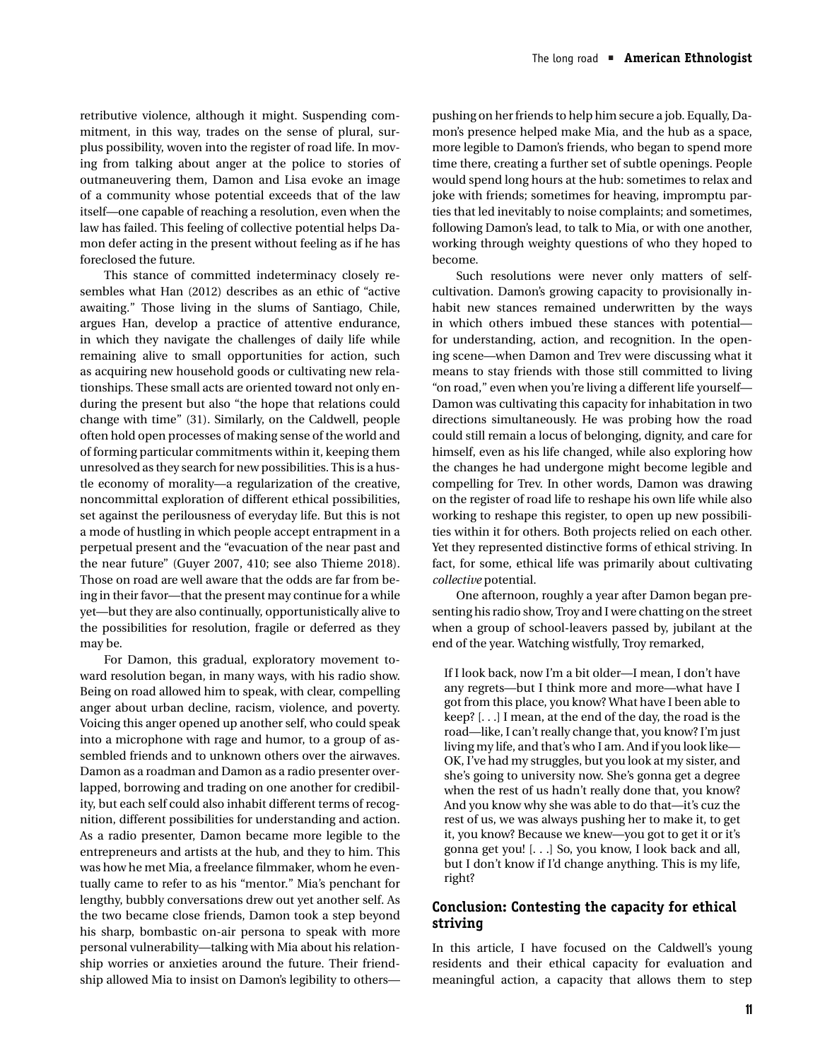retributive violence, although it might. Suspending commitment, in this way, trades on the sense of plural, surplus possibility, woven into the register of road life. In moving from talking about anger at the police to stories of outmaneuvering them, Damon and Lisa evoke an image of a community whose potential exceeds that of the law itself—one capable of reaching a resolution, even when the law has failed. This feeling of collective potential helps Damon defer acting in the present without feeling as if he has foreclosed the future.

This stance of committed indeterminacy closely resembles what Han (2012) describes as an ethic of "active awaiting." Those living in the slums of Santiago, Chile, argues Han, develop a practice of attentive endurance, in which they navigate the challenges of daily life while remaining alive to small opportunities for action, such as acquiring new household goods or cultivating new relationships. These small acts are oriented toward not only enduring the present but also "the hope that relations could change with time" (31). Similarly, on the Caldwell, people often hold open processes of making sense of the world and of forming particular commitments within it, keeping them unresolved as they search for new possibilities. This is a hustle economy of morality—a regularization of the creative, noncommittal exploration of different ethical possibilities, set against the perilousness of everyday life. But this is not a mode of hustling in which people accept entrapment in a perpetual present and the "evacuation of the near past and the near future" (Guyer 2007, 410; see also Thieme 2018). Those on road are well aware that the odds are far from being in their favor—that the present may continue for a while yet—but they are also continually, opportunistically alive to the possibilities for resolution, fragile or deferred as they may be.

For Damon, this gradual, exploratory movement toward resolution began, in many ways, with his radio show. Being on road allowed him to speak, with clear, compelling anger about urban decline, racism, violence, and poverty. Voicing this anger opened up another self, who could speak into a microphone with rage and humor, to a group of assembled friends and to unknown others over the airwaves. Damon as a roadman and Damon as a radio presenter overlapped, borrowing and trading on one another for credibility, but each self could also inhabit different terms of recognition, different possibilities for understanding and action. As a radio presenter, Damon became more legible to the entrepreneurs and artists at the hub, and they to him. This was how he met Mia, a freelance filmmaker, whom he eventually came to refer to as his "mentor." Mia's penchant for lengthy, bubbly conversations drew out yet another self. As the two became close friends, Damon took a step beyond his sharp, bombastic on-air persona to speak with more personal vulnerability—talking with Mia about his relationship worries or anxieties around the future. Their friendship allowed Mia to insist on Damon's legibility to others—pushing on her friends to help him secure a job. Equally, Damon's presence helped make Mia, and the hub as a space, more legible to Damon's friends, who began to spend more time there, creating a further set of subtle openings. People would spend long hours at the hub: sometimes to relax and joke with friends; sometimes for heaving, impromptu parties that led inevitably to noise complaints; and sometimes, following Damon's lead, to talk to Mia, or with one another, working through weighty questions of who they hoped to become.

Such resolutions were never only matters of self-cultivation. Damon's growing capacity to provisionally inhabit new stances remained underwritten by the ways in which others imbued these stances with potential—for understanding, action, and recognition. In the opening scene—when Damon and Trev were discussing what it means to stay friends with those still committed to living "on road," even when you're living a different life yourself—Damon was cultivating this capacity for inhabitation in two directions simultaneously. He was probing how the road could still remain a locus of belonging, dignity, and care for himself, even as his life changed, while also exploring how the changes he had undergone might become legible and compelling for Trev. In other words, Damon was drawing on the register of road life to reshape his own life while also working to reshape this register, to open up new possibilities within it for others. Both projects relied on each other. Yet they represented distinctive forms of ethical striving. In fact, for some, ethical life was primarily about cultivating *collective* potential.

One afternoon, roughly a year after Damon began presenting his radio show, Troy and I were chatting on the street when a group of school-leavers passed by, jubilant at the end of the year. Watching wistfully, Troy remarked,

> If I look back, now I'm a bit older—I mean, I don't have any regrets—but I think more and more—what have I got from this place, you know? What have I been able to keep? [. . .] I mean, at the end of the day, the road is the road—like, I can't really change that, you know? I'm just living my life, and that's who I am. And if you look like—OK, I've had my struggles, but you look at my sister, and she's going to university now. She's gonna get a degree when the rest of us hadn't really done that, you know? And you know why she was able to do that—it's cuz the rest of us, we was always pushing her to make it, to get it, you know? Because we knew—you got to get it or it's gonna get you! [. . .] So, you know, I look back and all, but I don't know if I'd change anything. This is my life, right?

## Conclusion: Contesting the capacity for ethical striving

In this article, I have focused on the Caldwell's young residents and their ethical capacity for evaluation and meaningful action, a capacity that allows them to step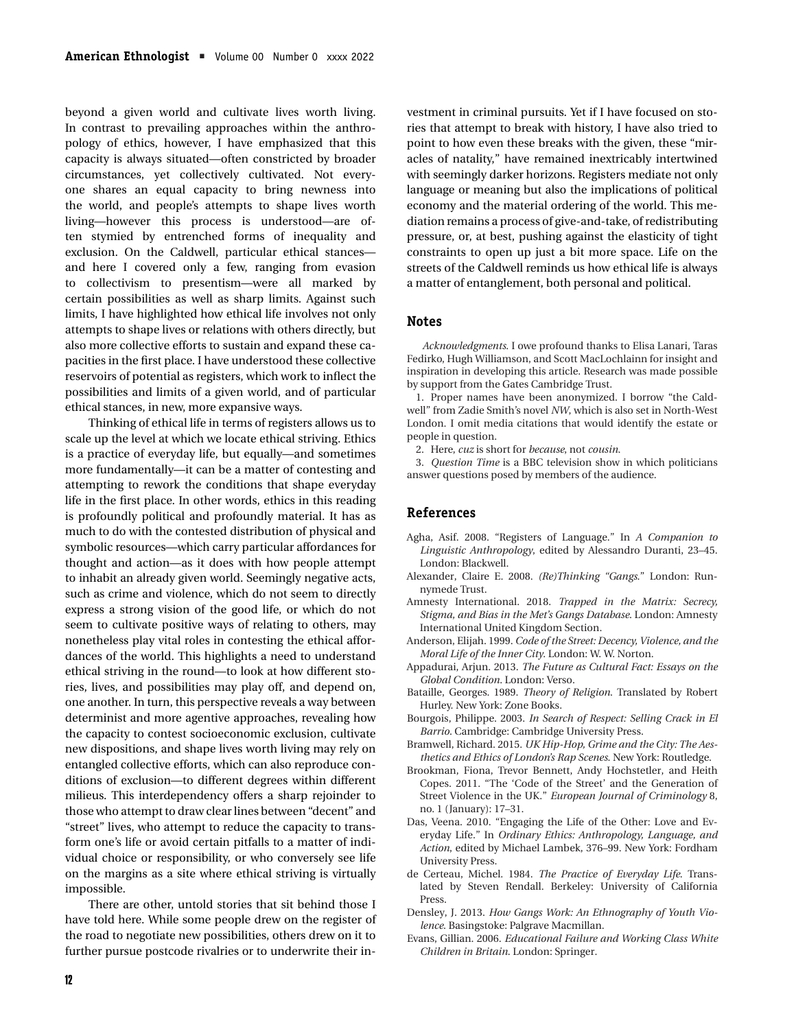beyond a given world and cultivate lives worth living. In contrast to prevailing approaches within the anthropology of ethics, however, I have emphasized that this capacity is always situated—often constricted by broader circumstances, yet collectively cultivated. Not everyone shares an equal capacity to bring newness into the world, and people's attempts to shape lives worth living—however this process is understood—are often stymied by entrenched forms of inequality and exclusion. On the Caldwell, particular ethical stances—and here I covered only a few, ranging from evasion to collectivism to presentism—were all marked by certain possibilities as well as sharp limits. Against such limits, I have highlighted how ethical life involves not only attempts to shape lives or relations with others directly, but also more collective efforts to sustain and expand these capacities in the first place. I have understood these collective reservoirs of potential as registers, which work to inflect the possibilities and limits of a given world, and of particular ethical stances, in new, more expansive ways.

Thinking of ethical life in terms of registers allows us to scale up the level at which we locate ethical striving. Ethics is a practice of everyday life, but equally—and sometimes more fundamentally—it can be a matter of contesting and attempting to rework the conditions that shape everyday life in the first place. In other words, ethics in this reading is profoundly political and profoundly material. It has as much to do with the contested distribution of physical and symbolic resources—which carry particular affordances for thought and action—as it does with how people attempt to inhabit an already given world. Seemingly negative acts, such as crime and violence, which do not seem to directly express a strong vision of the good life, or which do not seem to cultivate positive ways of relating to others, may nonetheless play vital roles in contesting the ethical affordances of the world. This highlights a need to understand ethical striving in the round—to look at how different stories, lives, and possibilities may play off, and depend on, one another. In turn, this perspective reveals a way between determinist and more agentive approaches, revealing how the capacity to contest socioeconomic exclusion, cultivate new dispositions, and shape lives worth living may rely on entangled collective efforts, which can also reproduce conditions of exclusion—to different degrees within different milieus. This interdependency offers a sharp rejoinder to those who attempt to draw clear lines between "decent" and "street" lives, who attempt to reduce the capacity to transform one's life or avoid certain pitfalls to a matter of individual choice or responsibility, or who conversely see life on the margins as a site where ethical striving is virtually impossible.

There are other, untold stories that sit behind those I have told here. While some people drew on the register of the road to negotiate new possibilities, others drew on it to further pursue postcode rivalries or to underwrite their investment in criminal pursuits. Yet if I have focused on stories that attempt to break with history, I have also tried to point to how even these breaks with the given, these "miracles of natality," have remained inextricably intertwined with seemingly darker horizons. Registers mediate not only language or meaning but also the implications of political economy and the material ordering of the world. This mediation remains a process of give-and-take, of redistributing pressure, or, at best, pushing against the elasticity of tight constraints to open up just a bit more space. Life on the streets of the Caldwell reminds us how ethical life is always a matter of entanglement, both personal and political.

## Notes

*Acknowledgments.* I owe profound thanks to Elisa Lanari, Taras Fedirko, Hugh Williamson, and Scott MacLochlainn for insight and inspiration in developing this article. Research was made possible by support from the Gates Cambridge Trust.

1. Proper names have been anonymized. I borrow "the Caldwell" from Zadie Smith's novel *NW*, which is also set in North-West London. I omit media citations that would identify the estate or people in question.
2. Here, *cuz* is short for *because*, not *cousin*.
3. *Question Time* is a BBC television show in which politicians answer questions posed by members of the audience.

## References

Agha, Asif. 2008. "Registers of Language." In *A Companion to Linguistic Anthropology*, edited by Alessandro Duranti, 23–45. London: Blackwell.

Alexander, Claire E. 2008. *(Re)Thinking "Gangs."* London: Runnymede Trust.

Amnesty International. 2018. *Trapped in the Matrix: Secrecy, Stigma, and Bias in the Met's Gangs Database*. London: Amnesty International United Kingdom Section.

Anderson, Elijah. 1999. *Code of the Street: Decency, Violence, and the Moral Life of the Inner City*. London: W. W. Norton.

Appadurai, Arjun. 2013. *The Future as Cultural Fact: Essays on the Global Condition*. London: Verso.

Bataille, Georges. 1989. *Theory of Religion*. Translated by Robert Hurley. New York: Zone Books.

Bourgois, Philippe. 2003. *In Search of Respect: Selling Crack in El Barrio*. Cambridge: Cambridge University Press.

Bramwell, Richard. 2015. *UK Hip-Hop, Grime and the City: The Aesthetics and Ethics of London's Rap Scenes*. New York: Routledge.

Brookman, Fiona, Trevor Bennett, Andy Hochstetler, and Heith Copes. 2011. "The 'Code of the Street' and the Generation of Street Violence in the UK." *European Journal of Criminology* 8, no. 1 (January): 17–31.

Das, Veena. 2010. "Engaging the Life of the Other: Love and Everyday Life." In *Ordinary Ethics: Anthropology, Language, and Action*, edited by Michael Lambek, 376–99. New York: Fordham University Press.

de Certeau, Michel. 1984. *The Practice of Everyday Life*. Translated by Steven Rendall. Berkeley: University of California Press.

Densley, J. 2013. *How Gangs Work: An Ethnography of Youth Violence*. Basingstoke: Palgrave Macmillan.

Evans, Gillian. 2006. *Educational Failure and Working Class White Children in Britain*. London: Springer.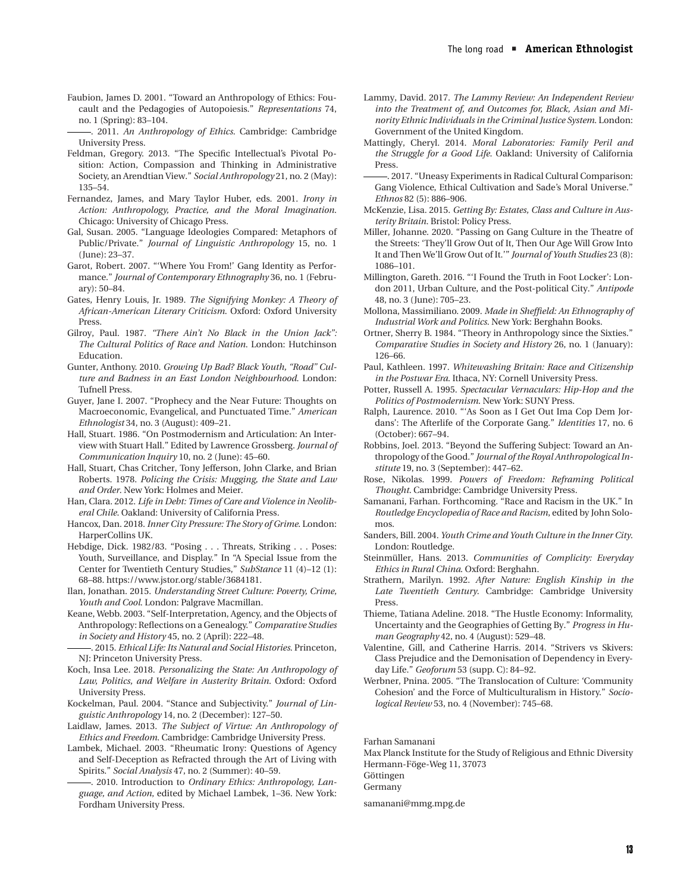Faubion, James D. 2001. "Toward an Anthropology of Ethics: Foucault and the Pedagogies of Autopoiesis." *Representations* 74, no. 1 (Spring): 83–104.

———. 2011. *An Anthropology of Ethics*. Cambridge: Cambridge University Press.

Feldman, Gregory. 2013. "The Specific Intellectual's Pivotal Position: Action, Compassion and Thinking in Administrative Society, an Arendtian View." *Social Anthropology* 21, no. 2 (May): 135–54.

Fernandez, James, and Mary Taylor Huber, eds. 2001. *Irony in Action: Anthropology, Practice, and the Moral Imagination*. Chicago: University of Chicago Press.

Gal, Susan. 2005. "Language Ideologies Compared: Metaphors of Public/Private." *Journal of Linguistic Anthropology* 15, no. 1 (June): 23–37.

Garot, Robert. 2007. "'Where You From!' Gang Identity as Performance." *Journal of Contemporary Ethnography* 36, no. 1 (February): 50–84.

Gates, Henry Louis, Jr. 1989. *The Signifying Monkey: A Theory of African-American Literary Criticism*. Oxford: Oxford University Press.

Gilroy, Paul. 1987. *"There Ain't No Black in the Union Jack": The Cultural Politics of Race and Nation*. London: Hutchinson Education.

Gunter, Anthony. 2010. *Growing Up Bad? Black Youth, "Road" Culture and Badness in an East London Neighbourhood*. London: Tufnell Press.

Guyer, Jane I. 2007. "Prophecy and the Near Future: Thoughts on Macroeconomic, Evangelical, and Punctuated Time." *American Ethnologist* 34, no. 3 (August): 409–21.

Hall, Stuart. 1986. "On Postmodernism and Articulation: An Interview with Stuart Hall." Edited by Lawrence Grossberg. *Journal of Communication Inquiry* 10, no. 2 (June): 45–60.

Hall, Stuart, Chas Critcher, Tony Jefferson, John Clarke, and Brian Roberts. 1978. *Policing the Crisis: Mugging, the State and Law and Order*. New York: Holmes and Meier.

Han, Clara. 2012. *Life in Debt: Times of Care and Violence in Neoliberal Chile*. Oakland: University of California Press.

Hancox, Dan. 2018. *Inner City Pressure: The Story of Grime*. London: HarperCollins UK.

Hebdige, Dick. 1982/83. "Posing . . . Threats, Striking . . . Poses: Youth, Surveillance, and Display." In "A Special Issue from the Center for Twentieth Century Studies," *SubStance* 11 (4)–12 (1): 68–88. https://www.jstor.org/stable/3684181.

Ilan, Jonathan. 2015. *Understanding Street Culture: Poverty, Crime, Youth and Cool*. London: Palgrave Macmillan.

Keane, Webb. 2003. "Self-Interpretation, Agency, and the Objects of Anthropology: Reflections on a Genealogy." *Comparative Studies in Society and History* 45, no. 2 (April): 222–48.

———. 2015. *Ethical Life: Its Natural and Social Histories*. Princeton, NJ: Princeton University Press.

Koch, Insa Lee. 2018. *Personalizing the State: An Anthropology of Law, Politics, and Welfare in Austerity Britain*. Oxford: Oxford University Press.

Kockelman, Paul. 2004. "Stance and Subjectivity." *Journal of Linguistic Anthropology* 14, no. 2 (December): 127–50.

Laidlaw, James. 2013. *The Subject of Virtue: An Anthropology of Ethics and Freedom*. Cambridge: Cambridge University Press.

Lambek, Michael. 2003. "Rheumatic Irony: Questions of Agency and Self-Deception as Refracted through the Art of Living with Spirits." *Social Analysis* 47, no. 2 (Summer): 40–59.

———. 2010. Introduction to *Ordinary Ethics: Anthropology, Language, and Action*, edited by Michael Lambek, 1–36. New York: Fordham University Press.

Lammy, David. 2017. *The Lammy Review: An Independent Review into the Treatment of, and Outcomes for, Black, Asian and Minority Ethnic Individuals in the Criminal Justice System*. London: Government of the United Kingdom.

Mattingly, Cheryl. 2014. *Moral Laboratories: Family Peril and the Struggle for a Good Life*. Oakland: University of California Press.

———. 2017. "Uneasy Experiments in Radical Cultural Comparison: Gang Violence, Ethical Cultivation and Sade's Moral Universe." *Ethnos* 82 (5): 886–906.

McKenzie, Lisa. 2015. *Getting By: Estates, Class and Culture in Austerity Britain*. Bristol: Policy Press.

Miller, Johanne. 2020. "Passing on Gang Culture in the Theatre of the Streets: 'They'll Grow Out of It, Then Our Age Will Grow Into It and Then We'll Grow Out of It.'" *Journal of Youth Studies* 23 (8): 1086–101.

Millington, Gareth. 2016. "'I Found the Truth in Foot Locker': London 2011, Urban Culture, and the Post-political City." *Antipode* 48, no. 3 (June): 705–23.

Mollona, Massimiliano. 2009. *Made in Sheffield: An Ethnography of Industrial Work and Politics*. New York: Berghahn Books.

Ortner, Sherry B. 1984. "Theory in Anthropology since the Sixties." *Comparative Studies in Society and History* 26, no. 1 (January): 126–66.

Paul, Kathleen. 1997. *Whitewashing Britain: Race and Citizenship in the Postwar Era*. Ithaca, NY: Cornell University Press.

Potter, Russell A. 1995. *Spectacular Vernaculars: Hip-Hop and the Politics of Postmodernism*. New York: SUNY Press.

Ralph, Laurence. 2010. "'As Soon as I Get Out Ima Cop Dem Jordans': The Afterlife of the Corporate Gang." *Identities* 17, no. 6 (October): 667–94.

Robbins, Joel. 2013. "Beyond the Suffering Subject: Toward an Anthropology of the Good." *Journal of the Royal Anthropological Institute* 19, no. 3 (September): 447–62.

Rose, Nikolas. 1999. *Powers of Freedom: Reframing Political Thought*. Cambridge: Cambridge University Press.

Samanani, Farhan. Forthcoming. "Race and Racism in the UK." In *Routledge Encyclopedia of Race and Racism*, edited by John Solomos.

Sanders, Bill. 2004. *Youth Crime and Youth Culture in the Inner City*. London: Routledge.

Steinmüller, Hans. 2013. *Communities of Complicity: Everyday Ethics in Rural China*. Oxford: Berghahn.

Strathern, Marilyn. 1992. *After Nature: English Kinship in the Late Twentieth Century*. Cambridge: Cambridge University Press.

Thieme, Tatiana Adeline. 2018. "The Hustle Economy: Informality, Uncertainty and the Geographies of Getting By." *Progress in Human Geography* 42, no. 4 (August): 529–48.

Valentine, Gill, and Catherine Harris. 2014. "Strivers vs Skivers: Class Prejudice and the Demonisation of Dependency in Everyday Life." *Geoforum* 53 (supp. C): 84–92.

Werbner, Pnina. 2005. "The Translocation of Culture: 'Community Cohesion' and the Force of Multiculturalism in History." *Sociological Review* 53, no. 4 (November): 745–68.

Farhan Samanani  
Max Planck Institute for the Study of Religious and Ethnic Diversity  
Hermann-Föge-Weg 11, 37073  
Göttingen  
Germany

samanani@mmg.mpg.de